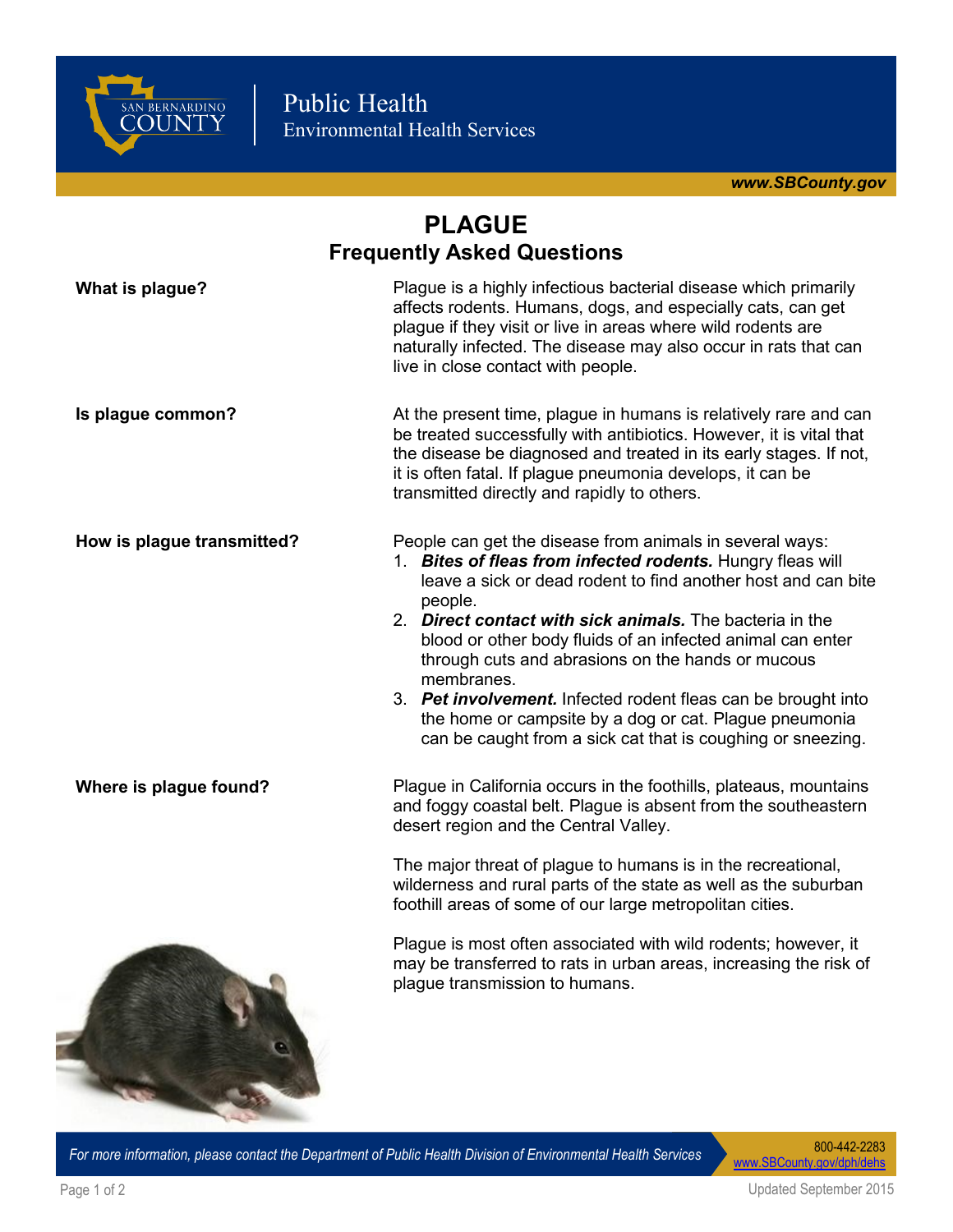San Bernardino County

Public Health
Environmental Health Services

www.SBCounty.gov

# PLAGUE
## Frequently Asked Questions

**What is plague?**

Plague is a highly infectious bacterial disease which primarily affects rodents. Humans, dogs, and especially cats, can get plague if they visit or live in areas where wild rodents are naturally infected. The disease may also occur in rats that can live in close contact with people.

**Is plague common?**

At the present time, plague in humans is relatively rare and can be treated successfully with antibiotics. However, it is vital that the disease be diagnosed and treated in its early stages. If not, it is often fatal. If plague pneumonia develops, it can be transmitted directly and rapidly to others.

**How is plague transmitted?**

People can get the disease from animals in several ways:

1. ***Bites of fleas from infected rodents.*** Hungry fleas will leave a sick or dead rodent to find another host and can bite people.
2. ***Direct contact with sick animals.*** The bacteria in the blood or other body fluids of an infected animal can enter through cuts and abrasions on the hands or mucous membranes.
3. ***Pet involvement.*** Infected rodent fleas can be brought into the home or campsite by a dog or cat. Plague pneumonia can be caught from a sick cat that is coughing or sneezing.

**Where is plague found?**

Plague in California occurs in the foothills, plateaus, mountains and foggy coastal belt. Plague is absent from the southeastern desert region and the Central Valley.

The major threat of plague to humans is in the recreational, wilderness and rural parts of the state as well as the suburban foothill areas of some of our large metropolitan cities.

Plague is most often associated with wild rodents; however, it may be transferred to rats in urban areas, increasing the risk of plague transmission to humans.

*For more information, please contact the Department of Public Health Division of Environmental Health Services*

800-442-2283
www.SBCounty.gov/dph/dehs

Updated September 2015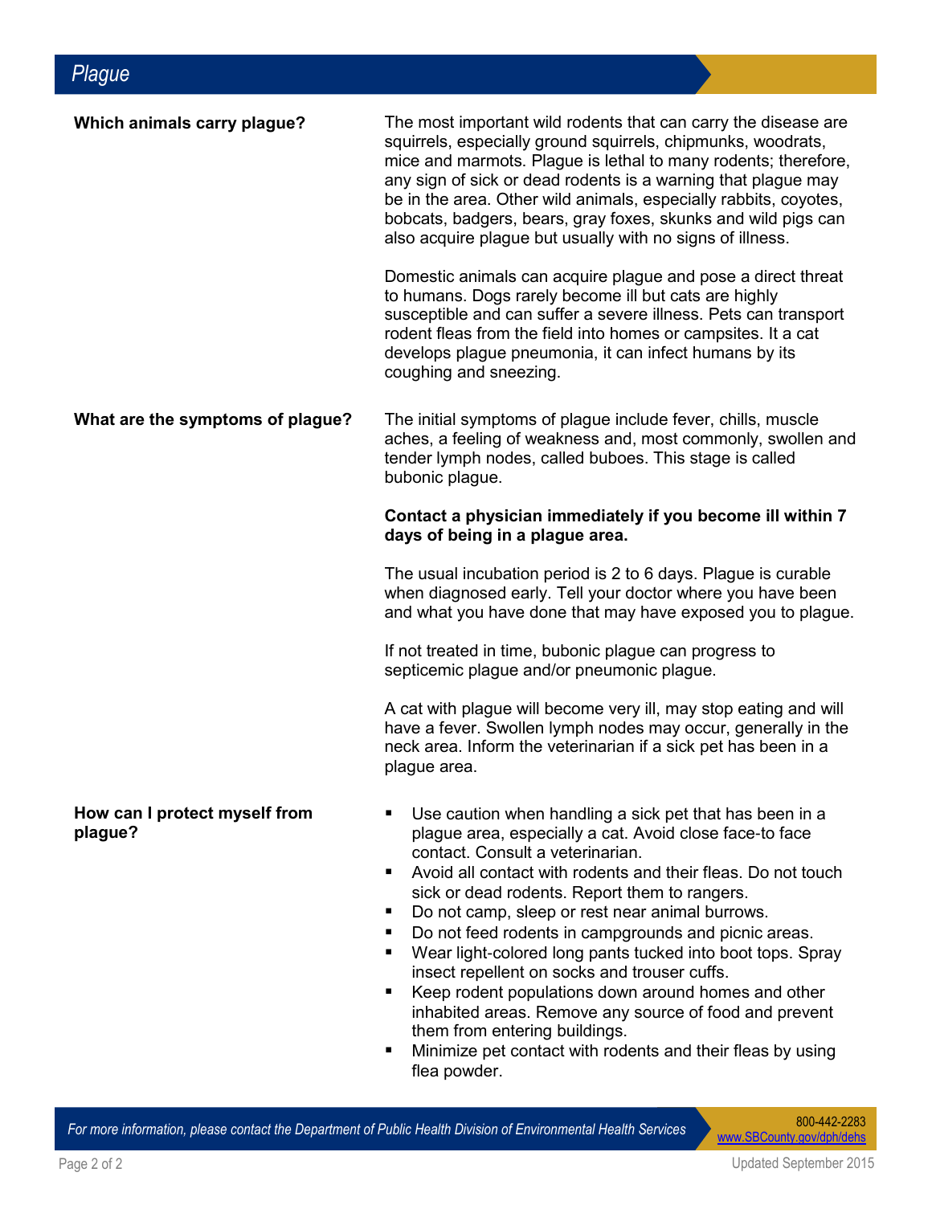# Plague

## Which animals carry plague?

The most important wild rodents that can carry the disease are squirrels, especially ground squirrels, chipmunks, woodrats, mice and marmots. Plague is lethal to many rodents; therefore, any sign of sick or dead rodents is a warning that plague may be in the area. Other wild animals, especially rabbits, coyotes, bobcats, badgers, bears, gray foxes, skunks and wild pigs can also acquire plague but usually with no signs of illness.

Domestic animals can acquire plague and pose a direct threat to humans. Dogs rarely become ill but cats are highly susceptible and can suffer a severe illness. Pets can transport rodent fleas from the field into homes or campsites. It a cat develops plague pneumonia, it can infect humans by its coughing and sneezing.

## What are the symptoms of plague?

The initial symptoms of plague include fever, chills, muscle aches, a feeling of weakness and, most commonly, swollen and tender lymph nodes, called buboes. This stage is called bubonic plague.

**Contact a physician immediately if you become ill within 7 days of being in a plague area.**

The usual incubation period is 2 to 6 days. Plague is curable when diagnosed early. Tell your doctor where you have been and what you have done that may have exposed you to plague.

If not treated in time, bubonic plague can progress to septicemic plague and/or pneumonic plague.

A cat with plague will become very ill, may stop eating and will have a fever. Swollen lymph nodes may occur, generally in the neck area. Inform the veterinarian if a sick pet has been in a plague area.

## How can I protect myself from plague?

- Use caution when handling a sick pet that has been in a plague area, especially a cat. Avoid close face-to face contact. Consult a veterinarian.
- Avoid all contact with rodents and their fleas. Do not touch sick or dead rodents. Report them to rangers.
- Do not camp, sleep or rest near animal burrows.
- Do not feed rodents in campgrounds and picnic areas.
- Wear light-colored long pants tucked into boot tops. Spray insect repellent on socks and trouser cuffs.
- Keep rodent populations down around homes and other inhabited areas. Remove any source of food and prevent them from entering buildings.
- Minimize pet contact with rodents and their fleas by using flea powder.

*For more information, please contact the Department of Public Health Division of Environmental Health Services*

800-442-2283
www.SBCounty.gov/dph/dehs

Updated September 2015